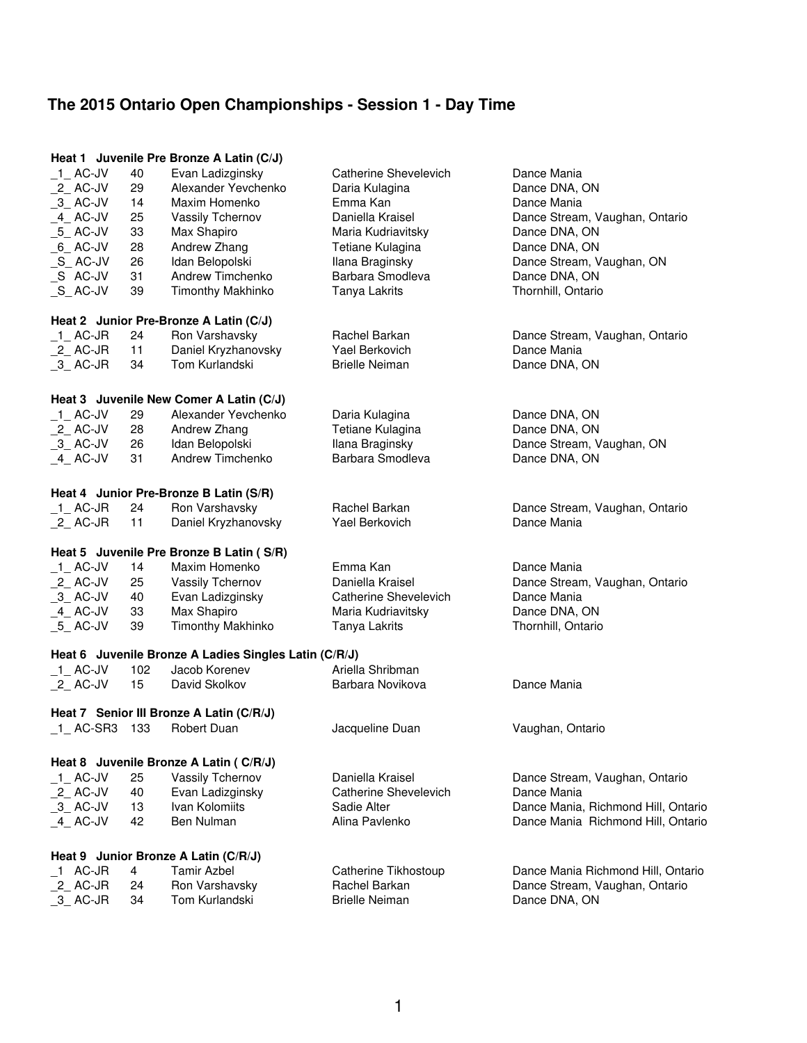# The 2015 Ontario Open Championships - Session 1 - Day Time

**Heat 1 Juvenile Pre Bronze A Latin (C/J)**

| | | | | |
|---|---|---|---|---|
| _1_ AC-JV | 40 | Evan Ladizginsky | Catherine Shevelevich | Dance Mania |
| _2_ AC-JV | 29 | Alexander Yevchenko | Daria Kulagina | Dance DNA, ON |
| _3_ AC-JV | 14 | Maxim Homenko | Emma Kan | Dance Mania |
| _4_ AC-JV | 25 | Vassily Tchernov | Daniella Kraisel | Dance Stream, Vaughan, Ontario |
| _5_ AC-JV | 33 | Max Shapiro | Maria Kudriavitsky | Dance DNA, ON |
| _6_ AC-JV | 28 | Andrew Zhang | Tetiane Kulagina | Dance DNA, ON |
| _S_ AC-JV | 26 | Idan Belopolski | Ilana Braginsky | Dance Stream, Vaughan, ON |
| _S AC-JV | 31 | Andrew Timchenko | Barbara Smodleva | Dance DNA, ON |
| _S_ AC-JV | 39 | Timonthy Makhinko | Tanya Lakrits | Thornhill, Ontario |

**Heat 2 Junior Pre-Bronze A Latin (C/J)**

| | | | | |
|---|---|---|---|---|
| _1_ AC-JR | 24 | Ron Varshavsky | Rachel Barkan | Dance Stream, Vaughan, Ontario |
| _2_ AC-JR | 11 | Daniel Kryzhanovsky | Yael Berkovich | Dance Mania |
| _3_ AC-JR | 34 | Tom Kurlandski | Brielle Neiman | Dance DNA, ON |

**Heat 3 Juvenile New Comer A Latin (C/J)**

| | | | | |
|---|---|---|---|---|
| _1_ AC-JV | 29 | Alexander Yevchenko | Daria Kulagina | Dance DNA, ON |
| _2_ AC-JV | 28 | Andrew Zhang | Tetiane Kulagina | Dance DNA, ON |
| _3_ AC-JV | 26 | Idan Belopolski | Ilana Braginsky | Dance Stream, Vaughan, ON |
| _4_ AC-JV | 31 | Andrew Timchenko | Barbara Smodleva | Dance DNA, ON |

**Heat 4 Junior Pre-Bronze B Latin (S/R)**

| | | | | |
|---|---|---|---|---|
| _1_ AC-JR | 24 | Ron Varshavsky | Rachel Barkan | Dance Stream, Vaughan, Ontario |
| _2_ AC-JR | 11 | Daniel Kryzhanovsky | Yael Berkovich | Dance Mania |

**Heat 5 Juvenile Pre Bronze B Latin ( S/R)**

| | | | | |
|---|---|---|---|---|
| _1_ AC-JV | 14 | Maxim Homenko | Emma Kan | Dance Mania |
| _2_ AC-JV | 25 | Vassily Tchernov | Daniella Kraisel | Dance Stream, Vaughan, Ontario |
| _3_ AC-JV | 40 | Evan Ladizginsky | Catherine Shevelevich | Dance Mania |
| _4_ AC-JV | 33 | Max Shapiro | Maria Kudriavitsky | Dance DNA, ON |
| _5_ AC-JV | 39 | Timonthy Makhinko | Tanya Lakrits | Thornhill, Ontario |

**Heat 6 Juvenile Bronze A Ladies Singles Latin (C/R/J)**

| | | | | |
|---|---|---|---|---|
| _1_ AC-JV | 102 | Jacob Korenev | Ariella Shribman | |
| _2_ AC-JV | 15 | David Skolkov | Barbara Novikova | Dance Mania |

**Heat 7 Senior III Bronze A Latin (C/R/J)**

| | | | | |
|---|---|---|---|---|
| _1_ AC-SR3 | 133 | Robert Duan | Jacqueline Duan | Vaughan, Ontario |

**Heat 8 Juvenile Bronze A Latin ( C/R/J)**

| | | | | |
|---|---|---|---|---|
| _1_ AC-JV | 25 | Vassily Tchernov | Daniella Kraisel | Dance Stream, Vaughan, Ontario |
| _2_ AC-JV | 40 | Evan Ladizginsky | Catherine Shevelevich | Dance Mania |
| _3_ AC-JV | 13 | Ivan Kolomiits | Sadie Alter | Dance Mania, Richmond Hill, Ontario |
| _4_ AC-JV | 42 | Ben Nulman | Alina Pavlenko | Dance Mania Richmond Hill, Ontario |

**Heat 9 Junior Bronze A Latin (C/R/J)**

| | | | | |
|---|---|---|---|---|
| _1 AC-JR | 4 | Tamir Azbel | Catherine Tikhostoup | Dance Mania Richmond Hill, Ontario |
| _2_ AC-JR | 24 | Ron Varshavsky | Rachel Barkan | Dance Stream, Vaughan, Ontario |
| _3_ AC-JR | 34 | Tom Kurlandski | Brielle Neiman | Dance DNA, ON |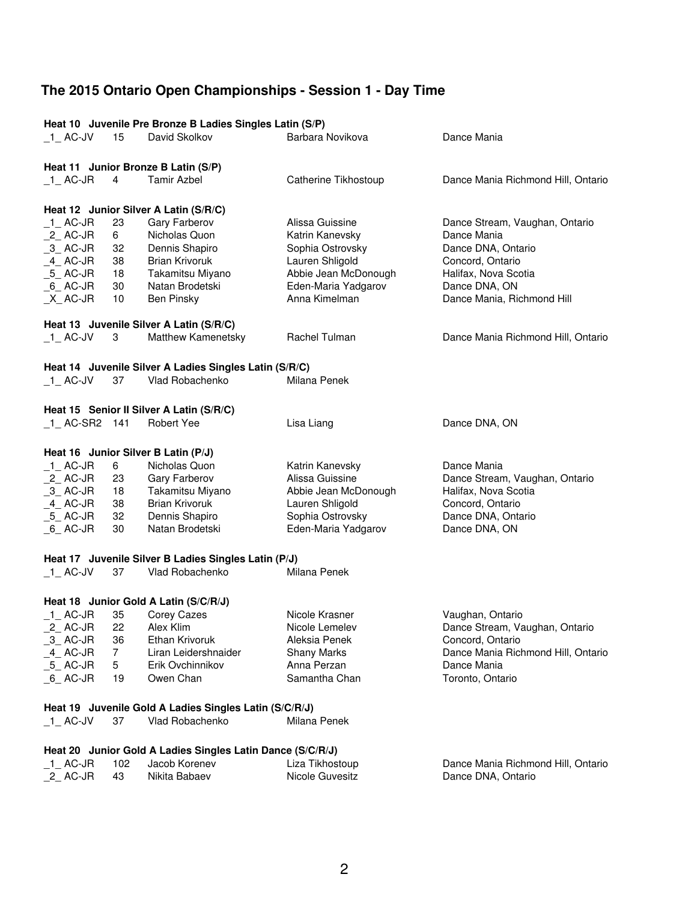## The 2015 Ontario Open Championships - Session 1 - Day Time

**Heat 10 Juvenile Pre Bronze B Ladies Singles Latin (S/P)**

| | | | | |
|---|---|---|---|---|
| _1_ AC-JV | 15 | David Skolkov | Barbara Novikova | Dance Mania |

**Heat 11 Junior Bronze B Latin (S/P)**

| | | | | |
|---|---|---|---|---|
| _1_ AC-JR | 4 | Tamir Azbel | Catherine Tikhostoup | Dance Mania Richmond Hill, Ontario |

**Heat 12 Junior Silver A Latin (S/R/C)**

| | | | | |
|---|---|---|---|---|
| _1_ AC-JR | 23 | Gary Farberov | Alissa Guissine | Dance Stream, Vaughan, Ontario |
| _2_ AC-JR | 6 | Nicholas Quon | Katrin Kanevsky | Dance Mania |
| _3_ AC-JR | 32 | Dennis Shapiro | Sophia Ostrovsky | Dance DNA, Ontario |
| _4_ AC-JR | 38 | Brian Krivoruk | Lauren Shligold | Concord, Ontario |
| _5_ AC-JR | 18 | Takamitsu Miyano | Abbie Jean McDonough | Halifax, Nova Scotia |
| _6_ AC-JR | 30 | Natan Brodetski | Eden-Maria Yadgarov | Dance DNA, ON |
| _X_ AC-JR | 10 | Ben Pinsky | Anna Kimelman | Dance Mania, Richmond Hill |

**Heat 13 Juvenile Silver A Latin (S/R/C)**

| | | | | |
|---|---|---|---|---|
| _1_ AC-JV | 3 | Matthew Kamenetsky | Rachel Tulman | Dance Mania Richmond Hill, Ontario |

**Heat 14 Juvenile Silver A Ladies Singles Latin (S/R/C)**

| | | | | |
|---|---|---|---|---|
| _1_ AC-JV | 37 | Vlad Robachenko | Milana Penek | |

**Heat 15 Senior II Silver A Latin (S/R/C)**

| | | | | |
|---|---|---|---|---|
| _1_ AC-SR2 | 141 | Robert Yee | Lisa Liang | Dance DNA, ON |

**Heat 16 Junior Silver B Latin (P/J)**

| | | | | |
|---|---|---|---|---|
| _1_ AC-JR | 6 | Nicholas Quon | Katrin Kanevsky | Dance Mania |
| _2_ AC-JR | 23 | Gary Farberov | Alissa Guissine | Dance Stream, Vaughan, Ontario |
| _3_ AC-JR | 18 | Takamitsu Miyano | Abbie Jean McDonough | Halifax, Nova Scotia |
| _4_ AC-JR | 38 | Brian Krivoruk | Lauren Shligold | Concord, Ontario |
| _5_ AC-JR | 32 | Dennis Shapiro | Sophia Ostrovsky | Dance DNA, Ontario |
| _6_ AC-JR | 30 | Natan Brodetski | Eden-Maria Yadgarov | Dance DNA, ON |

**Heat 17 Juvenile Silver B Ladies Singles Latin (P/J)**

| | | | | |
|---|---|---|---|---|
| _1_ AC-JV | 37 | Vlad Robachenko | Milana Penek | |

**Heat 18 Junior Gold A Latin (S/C/R/J)**

| | | | | |
|---|---|---|---|---|
| _1_ AC-JR | 35 | Corey Cazes | Nicole Krasner | Vaughan, Ontario |
| _2_ AC-JR | 22 | Alex Klim | Nicole Lemelev | Dance Stream, Vaughan, Ontario |
| _3_ AC-JR | 36 | Ethan Krivoruk | Aleksia Penek | Concord, Ontario |
| _4_ AC-JR | 7 | Liran Leidershnaider | Shany Marks | Dance Mania Richmond Hill, Ontario |
| _5_ AC-JR | 5 | Erik Ovchinnikov | Anna Perzan | Dance Mania |
| _6_ AC-JR | 19 | Owen Chan | Samantha Chan | Toronto, Ontario |

**Heat 19 Juvenile Gold A Ladies Singles Latin (S/C/R/J)**

| | | | | |
|---|---|---|---|---|
| _1_ AC-JV | 37 | Vlad Robachenko | Milana Penek | |

**Heat 20 Junior Gold A Ladies Singles Latin Dance (S/C/R/J)**

| | | | | |
|---|---|---|---|---|
| _1_ AC-JR | 102 | Jacob Korenev | Liza Tikhostoup | Dance Mania Richmond Hill, Ontario |
| _2_ AC-JR | 43 | Nikita Babaev | Nicole Guvesitz | Dance DNA, Ontario |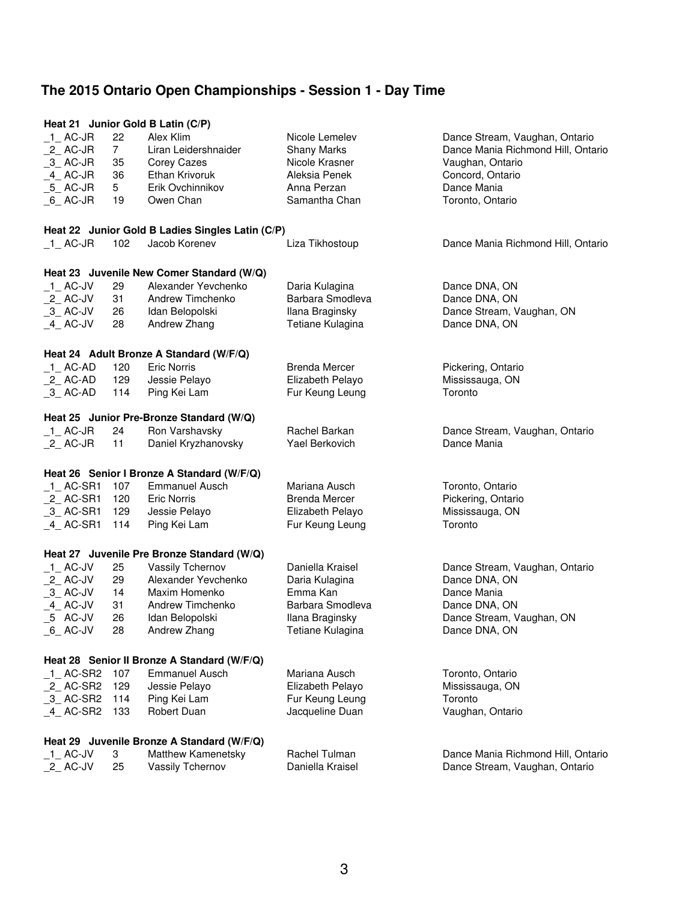# The 2015 Ontario Open Championships - Session 1 - Day Time

**Heat 21 Junior Gold B Latin (C/P)**

| | | | | |
|---|---|---|---|---|
| _1_ AC-JR | 22 | Alex Klim | Nicole Lemelev | Dance Stream, Vaughan, Ontario |
| _2_ AC-JR | 7 | Liran Leidershnaider | Shany Marks | Dance Mania Richmond Hill, Ontario |
| _3_ AC-JR | 35 | Corey Cazes | Nicole Krasner | Vaughan, Ontario |
| _4_ AC-JR | 36 | Ethan Krivoruk | Aleksia Penek | Concord, Ontario |
| _5_ AC-JR | 5 | Erik Ovchinnikov | Anna Perzan | Dance Mania |
| _6_ AC-JR | 19 | Owen Chan | Samantha Chan | Toronto, Ontario |

**Heat 22 Junior Gold B Ladies Singles Latin (C/P)**

| | | | | |
|---|---|---|---|---|
| _1_ AC-JR | 102 | Jacob Korenev | Liza Tikhostoup | Dance Mania Richmond Hill, Ontario |

**Heat 23 Juvenile New Comer Standard (W/Q)**

| | | | | |
|---|---|---|---|---|
| _1_ AC-JV | 29 | Alexander Yevchenko | Daria Kulagina | Dance DNA, ON |
| _2_ AC-JV | 31 | Andrew Timchenko | Barbara Smodleva | Dance DNA, ON |
| _3_ AC-JV | 26 | Idan Belopolski | Ilana Braginsky | Dance Stream, Vaughan, ON |
| _4_ AC-JV | 28 | Andrew Zhang | Tetiane Kulagina | Dance DNA, ON |

**Heat 24 Adult Bronze A Standard (W/F/Q)**

| | | | | |
|---|---|---|---|---|
| _1_ AC-AD | 120 | Eric Norris | Brenda Mercer | Pickering, Ontario |
| _2_ AC-AD | 129 | Jessie Pelayo | Elizabeth Pelayo | Mississauga, ON |
| _3_ AC-AD | 114 | Ping Kei Lam | Fur Keung Leung | Toronto |

**Heat 25 Junior Pre-Bronze Standard (W/Q)**

| | | | | |
|---|---|---|---|---|
| _1_ AC-JR | 24 | Ron Varshavsky | Rachel Barkan | Dance Stream, Vaughan, Ontario |
| _2_ AC-JR | 11 | Daniel Kryzhanovsky | Yael Berkovich | Dance Mania |

**Heat 26 Senior I Bronze A Standard (W/F/Q)**

| | | | | |
|---|---|---|---|---|
| _1_ AC-SR1 | 107 | Emmanuel Ausch | Mariana Ausch | Toronto, Ontario |
| _2_ AC-SR1 | 120 | Eric Norris | Brenda Mercer | Pickering, Ontario |
| _3_ AC-SR1 | 129 | Jessie Pelayo | Elizabeth Pelayo | Mississauga, ON |
| _4_ AC-SR1 | 114 | Ping Kei Lam | Fur Keung Leung | Toronto |

**Heat 27 Juvenile Pre Bronze Standard (W/Q)**

| | | | | |
|---|---|---|---|---|
| _1_ AC-JV | 25 | Vassily Tchernov | Daniella Kraisel | Dance Stream, Vaughan, Ontario |
| _2_ AC-JV | 29 | Alexander Yevchenko | Daria Kulagina | Dance DNA, ON |
| _3_ AC-JV | 14 | Maxim Homenko | Emma Kan | Dance Mania |
| _4_ AC-JV | 31 | Andrew Timchenko | Barbara Smodleva | Dance DNA, ON |
| _5 AC-JV | 26 | Idan Belopolski | Ilana Braginsky | Dance Stream, Vaughan, ON |
| _6_ AC-JV | 28 | Andrew Zhang | Tetiane Kulagina | Dance DNA, ON |

**Heat 28 Senior II Bronze A Standard (W/F/Q)**

| | | | | |
|---|---|---|---|---|
| _1_ AC-SR2 | 107 | Emmanuel Ausch | Mariana Ausch | Toronto, Ontario |
| _2_ AC-SR2 | 129 | Jessie Pelayo | Elizabeth Pelayo | Mississauga, ON |
| _3_ AC-SR2 | 114 | Ping Kei Lam | Fur Keung Leung | Toronto |
| _4_ AC-SR2 | 133 | Robert Duan | Jacqueline Duan | Vaughan, Ontario |

**Heat 29 Juvenile Bronze A Standard (W/F/Q)**

| | | | | |
|---|---|---|---|---|
| _1_ AC-JV | 3 | Matthew Kamenetsky | Rachel Tulman | Dance Mania Richmond Hill, Ontario |
| _2_ AC-JV | 25 | Vassily Tchernov | Daniella Kraisel | Dance Stream, Vaughan, Ontario |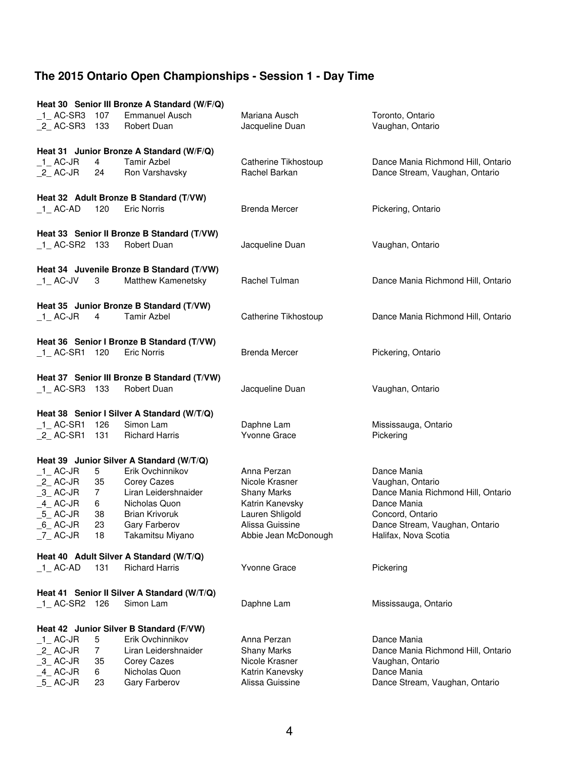## The 2015 Ontario Open Championships - Session 1 - Day Time

**Heat 30 Senior III Bronze A Standard (W/F/Q)**

| | | | | |
|---|---|---|---|---|
| _1_ AC-SR3 | 107 | Emmanuel Ausch | Mariana Ausch | Toronto, Ontario |
| _2_ AC-SR3 | 133 | Robert Duan | Jacqueline Duan | Vaughan, Ontario |

**Heat 31 Junior Bronze A Standard (W/F/Q)**

| | | | | |
|---|---|---|---|---|
| _1_ AC-JR | 4 | Tamir Azbel | Catherine Tikhostoup | Dance Mania Richmond Hill, Ontario |
| _2_ AC-JR | 24 | Ron Varshavsky | Rachel Barkan | Dance Stream, Vaughan, Ontario |

**Heat 32 Adult Bronze B Standard (T/VW)**

| | | | | |
|---|---|---|---|---|
| _1_ AC-AD | 120 | Eric Norris | Brenda Mercer | Pickering, Ontario |

**Heat 33 Senior II Bronze B Standard (T/VW)**

| | | | | |
|---|---|---|---|---|
| _1_ AC-SR2 | 133 | Robert Duan | Jacqueline Duan | Vaughan, Ontario |

**Heat 34 Juvenile Bronze B Standard (T/VW)**

| | | | | |
|---|---|---|---|---|
| _1_ AC-JV | 3 | Matthew Kamenetsky | Rachel Tulman | Dance Mania Richmond Hill, Ontario |

**Heat 35 Junior Bronze B Standard (T/VW)**

| | | | | |
|---|---|---|---|---|
| _1_ AC-JR | 4 | Tamir Azbel | Catherine Tikhostoup | Dance Mania Richmond Hill, Ontario |

**Heat 36 Senior I Bronze B Standard (T/VW)**

| | | | | |
|---|---|---|---|---|
| _1_ AC-SR1 | 120 | Eric Norris | Brenda Mercer | Pickering, Ontario |

**Heat 37 Senior III Bronze B Standard (T/VW)**

| | | | | |
|---|---|---|---|---|
| _1_ AC-SR3 | 133 | Robert Duan | Jacqueline Duan | Vaughan, Ontario |

**Heat 38 Senior I Silver A Standard (W/T/Q)**

| | | | | |
|---|---|---|---|---|
| _1_ AC-SR1 | 126 | Simon Lam | Daphne Lam | Mississauga, Ontario |
| _2_ AC-SR1 | 131 | Richard Harris | Yvonne Grace | Pickering |

**Heat 39 Junior Silver A Standard (W/T/Q)**

| | | | | |
|---|---|---|---|---|
| _1_ AC-JR | 5 | Erik Ovchinnikov | Anna Perzan | Dance Mania |
| _2_ AC-JR | 35 | Corey Cazes | Nicole Krasner | Vaughan, Ontario |
| _3_ AC-JR | 7 | Liran Leidershnaider | Shany Marks | Dance Mania Richmond Hill, Ontario |
| _4_ AC-JR | 6 | Nicholas Quon | Katrin Kanevsky | Dance Mania |
| _5_ AC-JR | 38 | Brian Krivoruk | Lauren Shligold | Concord, Ontario |
| _6_ AC-JR | 23 | Gary Farberov | Alissa Guissine | Dance Stream, Vaughan, Ontario |
| _7_ AC-JR | 18 | Takamitsu Miyano | Abbie Jean McDonough | Halifax, Nova Scotia |

**Heat 40 Adult Silver A Standard (W/T/Q)**

| | | | | |
|---|---|---|---|---|
| _1_ AC-AD | 131 | Richard Harris | Yvonne Grace | Pickering |

**Heat 41 Senior II Silver A Standard (W/T/Q)**

| | | | | |
|---|---|---|---|---|
| _1_ AC-SR2 | 126 | Simon Lam | Daphne Lam | Mississauga, Ontario |

**Heat 42 Junior Silver B Standard (F/VW)**

| | | | | |
|---|---|---|---|---|
| _1_ AC-JR | 5 | Erik Ovchinnikov | Anna Perzan | Dance Mania |
| _2_ AC-JR | 7 | Liran Leidershnaider | Shany Marks | Dance Mania Richmond Hill, Ontario |
| _3_ AC-JR | 35 | Corey Cazes | Nicole Krasner | Vaughan, Ontario |
| _4_ AC-JR | 6 | Nicholas Quon | Katrin Kanevsky | Dance Mania |
| _5_ AC-JR | 23 | Gary Farberov | Alissa Guissine | Dance Stream, Vaughan, Ontario |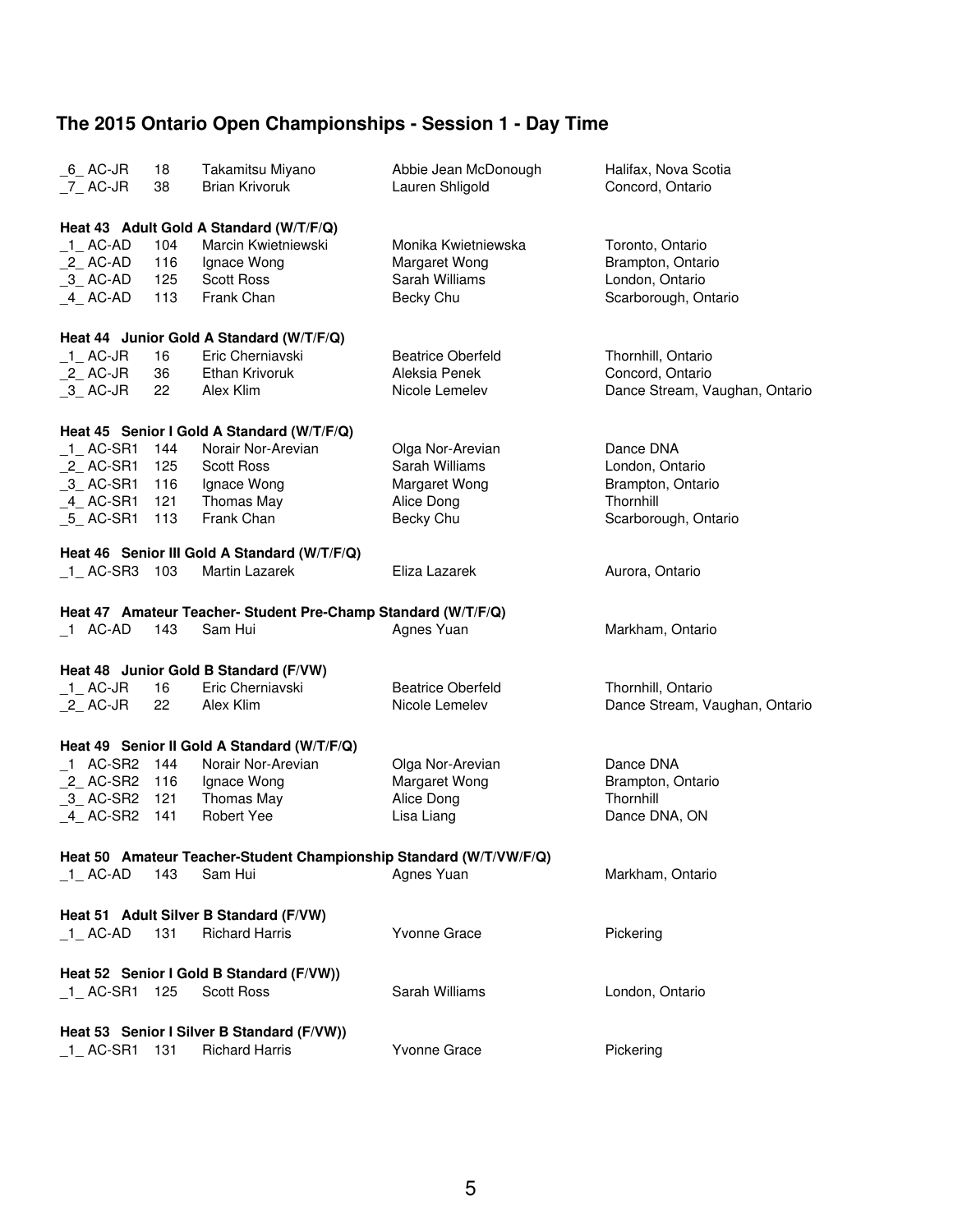## The 2015 Ontario Open Championships - Session 1 - Day Time

| | | | | |
|---|---|---|---|---|
| _6_ AC-JR | 18 | Takamitsu Miyano | Abbie Jean McDonough | Halifax, Nova Scotia |
| _7_ AC-JR | 38 | Brian Krivoruk | Lauren Shligold | Concord, Ontario |

**Heat 43 Adult Gold A Standard (W/T/F/Q)**

| | | | | |
|---|---|---|---|---|
| _1_ AC-AD | 104 | Marcin Kwietniewski | Monika Kwietniewska | Toronto, Ontario |
| _2_ AC-AD | 116 | Ignace Wong | Margaret Wong | Brampton, Ontario |
| _3_ AC-AD | 125 | Scott Ross | Sarah Williams | London, Ontario |
| _4_ AC-AD | 113 | Frank Chan | Becky Chu | Scarborough, Ontario |

**Heat 44 Junior Gold A Standard (W/T/F/Q)**

| | | | | |
|---|---|---|---|---|
| _1_ AC-JR | 16 | Eric Cherniavski | Beatrice Oberfeld | Thornhill, Ontario |
| _2_ AC-JR | 36 | Ethan Krivoruk | Aleksia Penek | Concord, Ontario |
| _3_ AC-JR | 22 | Alex Klim | Nicole Lemelev | Dance Stream, Vaughan, Ontario |

**Heat 45 Senior I Gold A Standard (W/T/F/Q)**

| | | | | |
|---|---|---|---|---|
| _1_ AC-SR1 | 144 | Norair Nor-Arevian | Olga Nor-Arevian | Dance DNA |
| _2_ AC-SR1 | 125 | Scott Ross | Sarah Williams | London, Ontario |
| _3_ AC-SR1 | 116 | Ignace Wong | Margaret Wong | Brampton, Ontario |
| _4_ AC-SR1 | 121 | Thomas May | Alice Dong | Thornhill |
| _5_ AC-SR1 | 113 | Frank Chan | Becky Chu | Scarborough, Ontario |

**Heat 46 Senior III Gold A Standard (W/T/F/Q)**

| | | | | |
|---|---|---|---|---|
| _1_ AC-SR3 | 103 | Martin Lazarek | Eliza Lazarek | Aurora, Ontario |

**Heat 47 Amateur Teacher- Student Pre-Champ Standard (W/T/F/Q)**

| | | | | |
|---|---|---|---|---|
| _1 AC-AD | 143 | Sam Hui | Agnes Yuan | Markham, Ontario |

**Heat 48 Junior Gold B Standard (F/VW)**

| | | | | |
|---|---|---|---|---|
| _1_ AC-JR | 16 | Eric Cherniavski | Beatrice Oberfeld | Thornhill, Ontario |
| _2_ AC-JR | 22 | Alex Klim | Nicole Lemelev | Dance Stream, Vaughan, Ontario |

**Heat 49 Senior II Gold A Standard (W/T/F/Q)**

| | | | | |
|---|---|---|---|---|
| _1 AC-SR2 | 144 | Norair Nor-Arevian | Olga Nor-Arevian | Dance DNA |
| _2_ AC-SR2 | 116 | Ignace Wong | Margaret Wong | Brampton, Ontario |
| _3_ AC-SR2 | 121 | Thomas May | Alice Dong | Thornhill |
| _4_ AC-SR2 | 141 | Robert Yee | Lisa Liang | Dance DNA, ON |

**Heat 50 Amateur Teacher-Student Championship Standard (W/T/VW/F/Q)**

| | | | | |
|---|---|---|---|---|
| _1_ AC-AD | 143 | Sam Hui | Agnes Yuan | Markham, Ontario |

**Heat 51 Adult Silver B Standard (F/VW)**

| | | | | |
|---|---|---|---|---|
| _1_ AC-AD | 131 | Richard Harris | Yvonne Grace | Pickering |

**Heat 52 Senior I Gold B Standard (F/VW))**

| | | | | |
|---|---|---|---|---|
| _1_ AC-SR1 | 125 | Scott Ross | Sarah Williams | London, Ontario |

**Heat 53 Senior I Silver B Standard (F/VW))**

| | | | | |
|---|---|---|---|---|
| _1_ AC-SR1 | 131 | Richard Harris | Yvonne Grace | Pickering |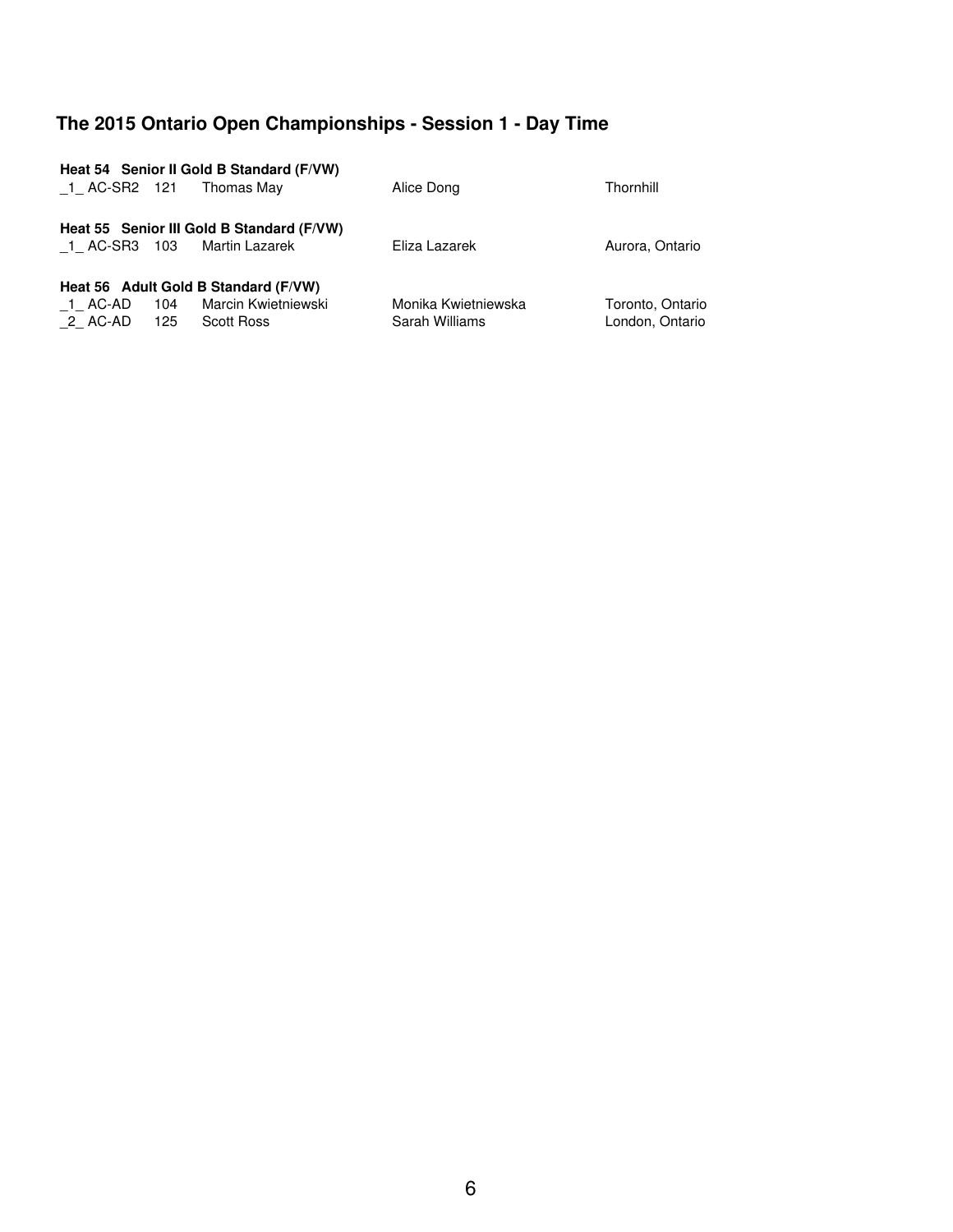## The 2015 Ontario Open Championships - Session 1 - Day Time

**Heat 54 Senior II Gold B Standard (F/VW)**

| | | | | |
|---|---|---|---|---|
| _1_ AC-SR2 | 121 | Thomas May | Alice Dong | Thornhill |

**Heat 55 Senior III Gold B Standard (F/VW)**

| | | | | |
|---|---|---|---|---|
| _1_ AC-SR3 | 103 | Martin Lazarek | Eliza Lazarek | Aurora, Ontario |

**Heat 56 Adult Gold B Standard (F/VW)**

| | | | | |
|---|---|---|---|---|
| _1_ AC-AD | 104 | Marcin Kwietniewski | Monika Kwietniewska | Toronto, Ontario |
| _2_ AC-AD | 125 | Scott Ross | Sarah Williams | London, Ontario |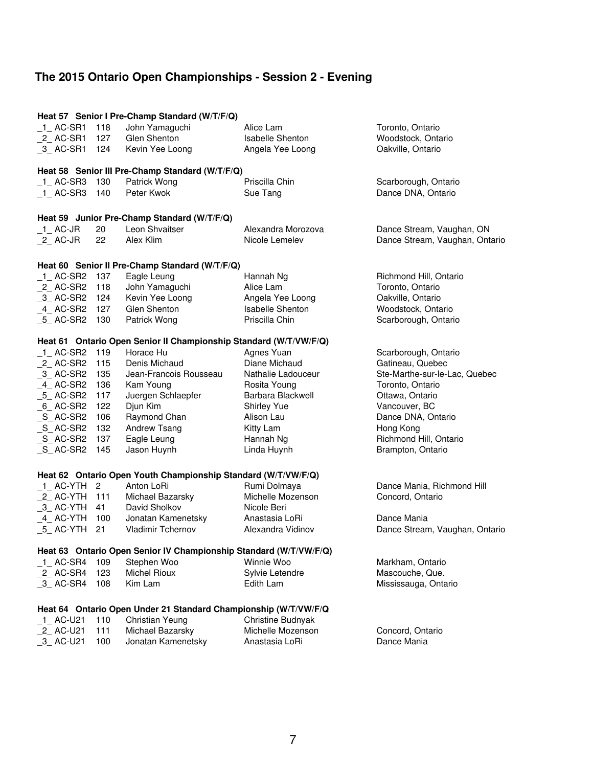# The 2015 Ontario Open Championships - Session 2 - Evening

**Heat 57 Senior I Pre-Champ Standard (W/T/F/Q)**

| | | | | |
|---|---|---|---|---|
| _1_ AC-SR1 | 118 | John Yamaguchi | Alice Lam | Toronto, Ontario |
| _2_ AC-SR1 | 127 | Glen Shenton | Isabelle Shenton | Woodstock, Ontario |
| _3_ AC-SR1 | 124 | Kevin Yee Loong | Angela Yee Loong | Oakville, Ontario |

**Heat 58 Senior III Pre-Champ Standard (W/T/F/Q)**

| | | | | |
|---|---|---|---|---|
| _1_ AC-SR3 | 130 | Patrick Wong | Priscilla Chin | Scarborough, Ontario |
| _1_ AC-SR3 | 140 | Peter Kwok | Sue Tang | Dance DNA, Ontario |

**Heat 59 Junior Pre-Champ Standard (W/T/F/Q)**

| | | | | |
|---|---|---|---|---|
| _1_ AC-JR | 20 | Leon Shvaitser | Alexandra Morozova | Dance Stream, Vaughan, ON |
| _2_ AC-JR | 22 | Alex Klim | Nicole Lemelev | Dance Stream, Vaughan, Ontario |

**Heat 60 Senior II Pre-Champ Standard (W/T/F/Q)**

| | | | | |
|---|---|---|---|---|
| _1_ AC-SR2 | 137 | Eagle Leung | Hannah Ng | Richmond Hill, Ontario |
| _2_ AC-SR2 | 118 | John Yamaguchi | Alice Lam | Toronto, Ontario |
| _3_ AC-SR2 | 124 | Kevin Yee Loong | Angela Yee Loong | Oakville, Ontario |
| _4_ AC-SR2 | 127 | Glen Shenton | Isabelle Shenton | Woodstock, Ontario |
| _5_ AC-SR2 | 130 | Patrick Wong | Priscilla Chin | Scarborough, Ontario |

**Heat 61 Ontario Open Senior II Championship Standard (W/T/VW/F/Q)**

| | | | | |
|---|---|---|---|---|
| _1_ AC-SR2 | 119 | Horace Hu | Agnes Yuan | Scarborough, Ontario |
| _2_ AC-SR2 | 115 | Denis Michaud | Diane Michaud | Gatineau, Quebec |
| _3_ AC-SR2 | 135 | Jean-Francois Rousseau | Nathalie Ladouceur | Ste-Marthe-sur-le-Lac, Quebec |
| _4_ AC-SR2 | 136 | Kam Young | Rosita Young | Toronto, Ontario |
| _5_ AC-SR2 | 117 | Juergen Schlaepfer | Barbara Blackwell | Ottawa, Ontario |
| _6_ AC-SR2 | 122 | Djun Kim | Shirley Yue | Vancouver, BC |
| _S_ AC-SR2 | 106 | Raymond Chan | Alison Lau | Dance DNA, Ontario |
| _S_ AC-SR2 | 132 | Andrew Tsang | Kitty Lam | Hong Kong |
| _S_ AC-SR2 | 137 | Eagle Leung | Hannah Ng | Richmond Hill, Ontario |
| _S_ AC-SR2 | 145 | Jason Huynh | Linda Huynh | Brampton, Ontario |

**Heat 62 Ontario Open Youth Championship Standard (W/T/VW/F/Q)**

| | | | | |
|---|---|---|---|---|
| _1_ AC-YTH | 2 | Anton LoRi | Rumi Dolmaya | Dance Mania, Richmond Hill |
| _2_ AC-YTH | 111 | Michael Bazarsky | Michelle Mozenson | Concord, Ontario |
| _3_ AC-YTH | 41 | David Sholkov | Nicole Beri | |
| _4_ AC-YTH | 100 | Jonatan Kamenetsky | Anastasia LoRi | Dance Mania |
| _5_ AC-YTH | 21 | Vladimir Tchernov | Alexandra Vidinov | Dance Stream, Vaughan, Ontario |

**Heat 63 Ontario Open Senior IV Championship Standard (W/T/VW/F/Q)**

| | | | | |
|---|---|---|---|---|
| _1_ AC-SR4 | 109 | Stephen Woo | Winnie Woo | Markham, Ontario |
| _2_ AC-SR4 | 123 | Michel Rioux | Sylvie Letendre | Mascouche, Que. |
| _3_ AC-SR4 | 108 | Kim Lam | Edith Lam | Mississauga, Ontario |

**Heat 64 Ontario Open Under 21 Standard Championship (W/T/VW/F/Q**

| | | | | |
|---|---|---|---|---|
| _1_ AC-U21 | 110 | Christian Yeung | Christine Budnyak | |
| _2_ AC-U21 | 111 | Michael Bazarsky | Michelle Mozenson | Concord, Ontario |
| _3_ AC-U21 | 100 | Jonatan Kamenetsky | Anastasia LoRi | Dance Mania |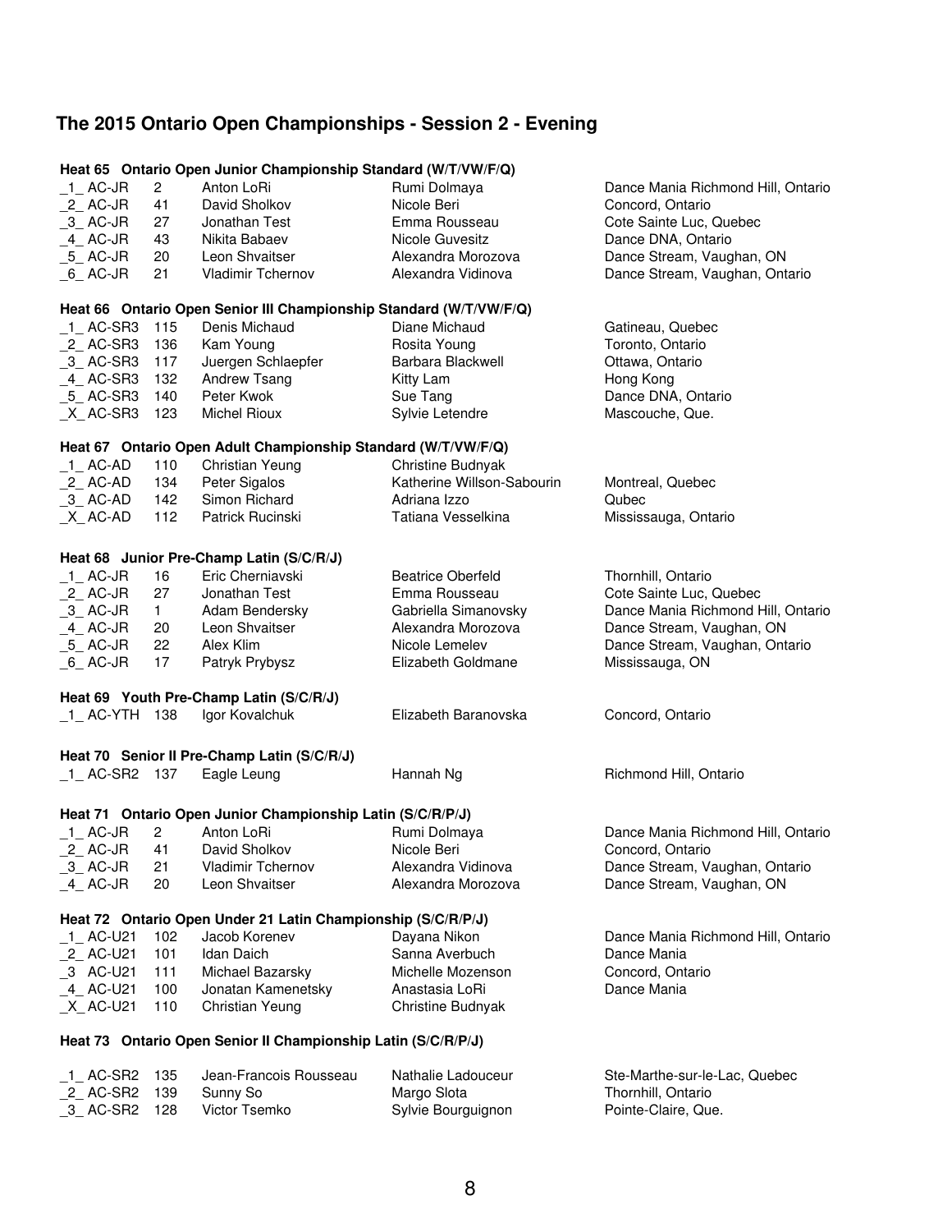## The 2015 Ontario Open Championships - Session 2 - Evening

### Heat 65 Ontario Open Junior Championship Standard (W/T/VW/F/Q)

| | | | | |
|---|---|---|---|---|
| _1_ AC-JR | 2 | Anton LoRi | Rumi Dolmaya | Dance Mania Richmond Hill, Ontario |
| _2_ AC-JR | 41 | David Sholkov | Nicole Beri | Concord, Ontario |
| _3_ AC-JR | 27 | Jonathan Test | Emma Rousseau | Cote Sainte Luc, Quebec |
| _4_ AC-JR | 43 | Nikita Babaev | Nicole Guvesitz | Dance DNA, Ontario |
| _5_ AC-JR | 20 | Leon Shvaitser | Alexandra Morozova | Dance Stream, Vaughan, ON |
| _6_ AC-JR | 21 | Vladimir Tchernov | Alexandra Vidinova | Dance Stream, Vaughan, Ontario |

### Heat 66 Ontario Open Senior III Championship Standard (W/T/VW/F/Q)

| | | | | |
|---|---|---|---|---|
| _1_ AC-SR3 | 115 | Denis Michaud | Diane Michaud | Gatineau, Quebec |
| _2_ AC-SR3 | 136 | Kam Young | Rosita Young | Toronto, Ontario |
| _3_ AC-SR3 | 117 | Juergen Schlaepfer | Barbara Blackwell | Ottawa, Ontario |
| _4_ AC-SR3 | 132 | Andrew Tsang | Kitty Lam | Hong Kong |
| _5_ AC-SR3 | 140 | Peter Kwok | Sue Tang | Dance DNA, Ontario |
| _X_ AC-SR3 | 123 | Michel Rioux | Sylvie Letendre | Mascouche, Que. |

### Heat 67 Ontario Open Adult Championship Standard (W/T/VW/F/Q)

| | | | | |
|---|---|---|---|---|
| _1_ AC-AD | 110 | Christian Yeung | Christine Budnyak | |
| _2_ AC-AD | 134 | Peter Sigalos | Katherine Willson-Sabourin | Montreal, Quebec |
| _3_ AC-AD | 142 | Simon Richard | Adriana Izzo | Qubec |
| _X_ AC-AD | 112 | Patrick Rucinski | Tatiana Vesselkina | Mississauga, Ontario |

### Heat 68 Junior Pre-Champ Latin (S/C/R/J)

| | | | | |
|---|---|---|---|---|
| _1_ AC-JR | 16 | Eric Cherniavski | Beatrice Oberfeld | Thornhill, Ontario |
| _2_ AC-JR | 27 | Jonathan Test | Emma Rousseau | Cote Sainte Luc, Quebec |
| _3_ AC-JR | 1 | Adam Bendersky | Gabriella Simanovsky | Dance Mania Richmond Hill, Ontario |
| _4_ AC-JR | 20 | Leon Shvaitser | Alexandra Morozova | Dance Stream, Vaughan, ON |
| _5_ AC-JR | 22 | Alex Klim | Nicole Lemelev | Dance Stream, Vaughan, Ontario |
| _6_ AC-JR | 17 | Patryk Prybysz | Elizabeth Goldmane | Mississauga, ON |

### Heat 69 Youth Pre-Champ Latin (S/C/R/J)

| | | | | |
|---|---|---|---|---|
| _1_ AC-YTH | 138 | Igor Kovalchuk | Elizabeth Baranovska | Concord, Ontario |

### Heat 70 Senior II Pre-Champ Latin (S/C/R/J)

| | | | | |
|---|---|---|---|---|
| _1_ AC-SR2 | 137 | Eagle Leung | Hannah Ng | Richmond Hill, Ontario |

### Heat 71 Ontario Open Junior Championship Latin (S/C/R/P/J)

| | | | | |
|---|---|---|---|---|
| _1_ AC-JR | 2 | Anton LoRi | Rumi Dolmaya | Dance Mania Richmond Hill, Ontario |
| _2_ AC-JR | 41 | David Sholkov | Nicole Beri | Concord, Ontario |
| _3_ AC-JR | 21 | Vladimir Tchernov | Alexandra Vidinova | Dance Stream, Vaughan, Ontario |
| _4_ AC-JR | 20 | Leon Shvaitser | Alexandra Morozova | Dance Stream, Vaughan, ON |

### Heat 72 Ontario Open Under 21 Latin Championship (S/C/R/P/J)

| | | | | |
|---|---|---|---|---|
| _1_ AC-U21 | 102 | Jacob Korenev | Dayana Nikon | Dance Mania Richmond Hill, Ontario |
| _2_ AC-U21 | 101 | Idan Daich | Sanna Averbuch | Dance Mania |
| _3 AC-U21 | 111 | Michael Bazarsky | Michelle Mozenson | Concord, Ontario |
| _4_ AC-U21 | 100 | Jonatan Kamenetsky | Anastasia LoRi | Dance Mania |
| _X_ AC-U21 | 110 | Christian Yeung | Christine Budnyak | |

### Heat 73 Ontario Open Senior II Championship Latin (S/C/R/P/J)

| | | | | |
|---|---|---|---|---|
| _1_ AC-SR2 | 135 | Jean-Francois Rousseau | Nathalie Ladouceur | Ste-Marthe-sur-le-Lac, Quebec |
| _2_ AC-SR2 | 139 | Sunny So | Margo Slota | Thornhill, Ontario |
| _3_ AC-SR2 | 128 | Victor Tsemko | Sylvie Bourguignon | Pointe-Claire, Que. |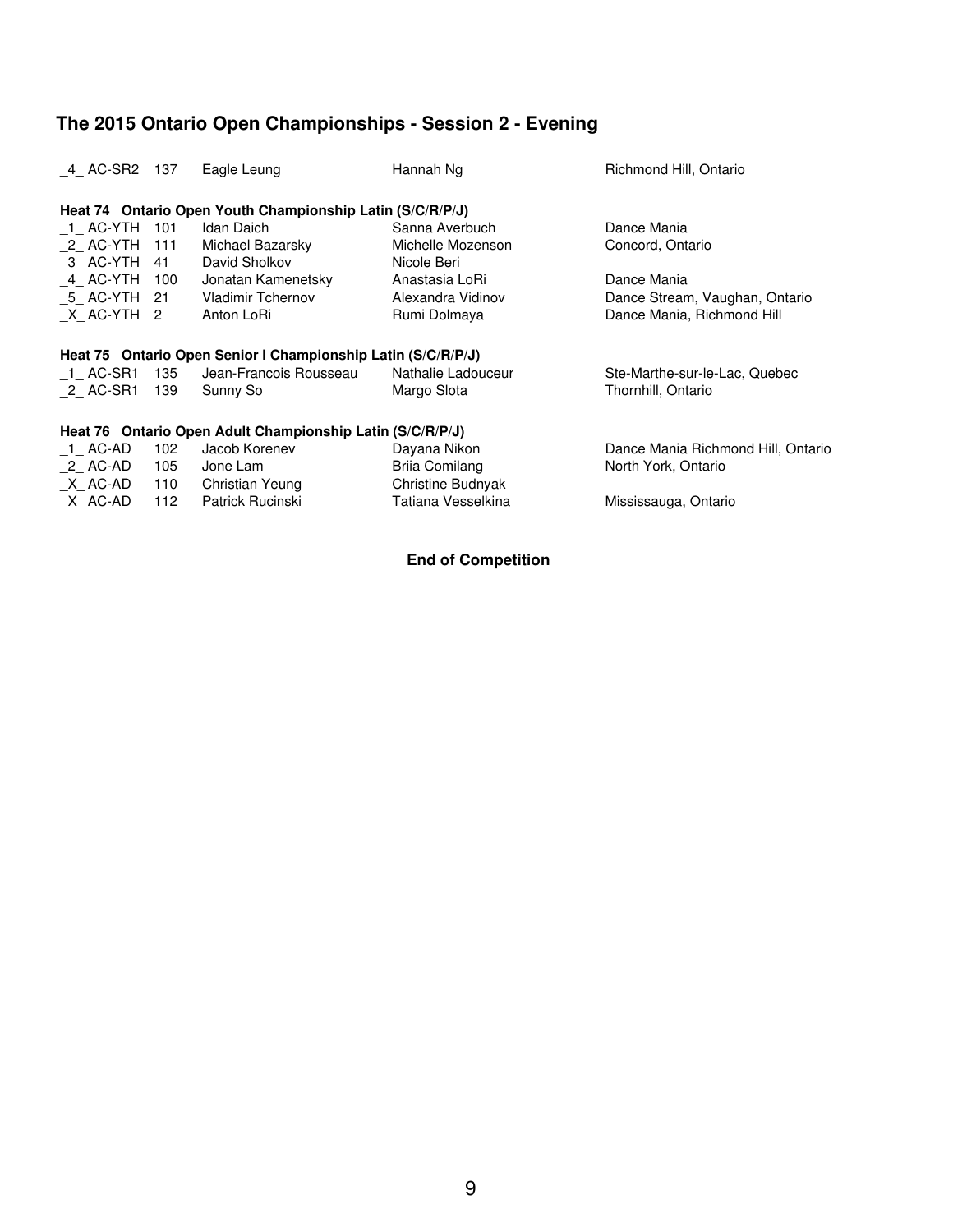## The 2015 Ontario Open Championships - Session 2 - Evening

| | | | | |
|---|---|---|---|---|
| _4_ AC-SR2 | 137 | Eagle Leung | Hannah Ng | Richmond Hill, Ontario |

**Heat 74 Ontario Open Youth Championship Latin (S/C/R/P/J)**

| | | | | |
|---|---|---|---|---|
| _1_ AC-YTH | 101 | Idan Daich | Sanna Averbuch | Dance Mania |
| _2_ AC-YTH | 111 | Michael Bazarsky | Michelle Mozenson | Concord, Ontario |
| _3_ AC-YTH | 41 | David Sholkov | Nicole Beri | |
| _4_ AC-YTH | 100 | Jonatan Kamenetsky | Anastasia LoRi | Dance Mania |
| _5_ AC-YTH | 21 | Vladimir Tchernov | Alexandra Vidinov | Dance Stream, Vaughan, Ontario |
| _X_ AC-YTH | 2 | Anton LoRi | Rumi Dolmaya | Dance Mania, Richmond Hill |

**Heat 75 Ontario Open Senior I Championship Latin (S/C/R/P/J)**

| | | | | |
|---|---|---|---|---|
| _1_ AC-SR1 | 135 | Jean-Francois Rousseau | Nathalie Ladouceur | Ste-Marthe-sur-le-Lac, Quebec |
| _2_ AC-SR1 | 139 | Sunny So | Margo Slota | Thornhill, Ontario |

**Heat 76 Ontario Open Adult Championship Latin (S/C/R/P/J)**

| | | | | |
|---|---|---|---|---|
| _1_ AC-AD | 102 | Jacob Korenev | Dayana Nikon | Dance Mania Richmond Hill, Ontario |
| _2_ AC-AD | 105 | Jone Lam | Briia Comilang | North York, Ontario |
| _X_ AC-AD | 110 | Christian Yeung | Christine Budnyak | |
| _X_ AC-AD | 112 | Patrick Rucinski | Tatiana Vesselkina | Mississauga, Ontario |

**End of Competition**